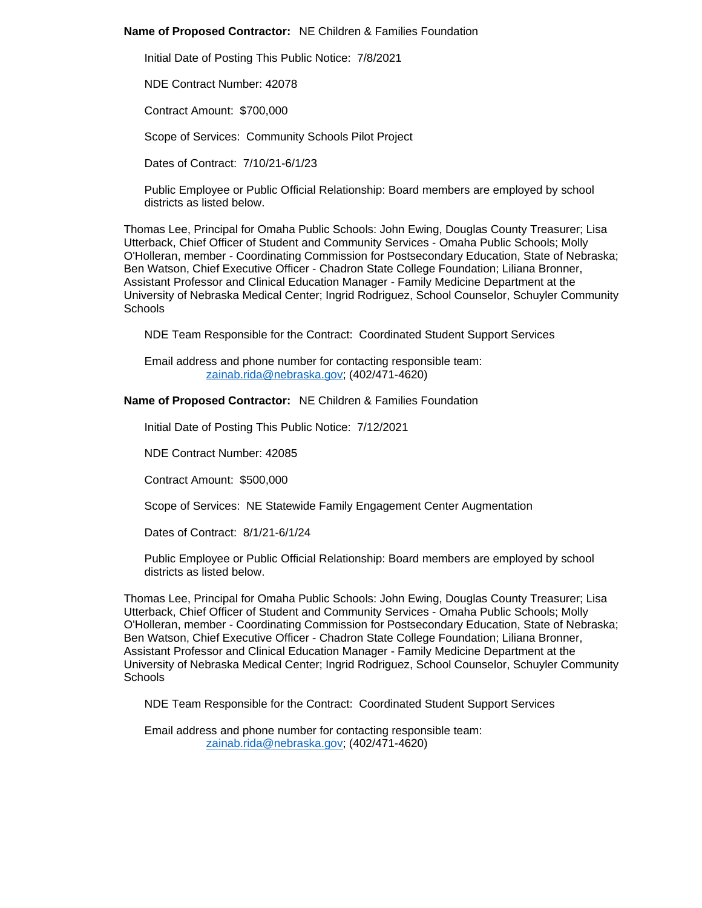**Name of Proposed Contractor:** NE Children & Families Foundation

Initial Date of Posting This Public Notice: 7/8/2021

NDE Contract Number: 42078

Contract Amount: $700,000

Scope of Services: Community Schools Pilot Project

Dates of Contract: 7/10/21-6/1/23

Public Employee or Public Official Relationship: Board members are employed by school districts as listed below.

Thomas Lee, Principal for Omaha Public Schools: John Ewing, Douglas County Treasurer; Lisa Utterback, Chief Officer of Student and Community Services - Omaha Public Schools; Molly O'Holleran, member - Coordinating Commission for Postsecondary Education, State of Nebraska; Ben Watson, Chief Executive Officer - Chadron State College Foundation; Liliana Bronner, Assistant Professor and Clinical Education Manager - Family Medicine Department at the University of Nebraska Medical Center; Ingrid Rodriguez, School Counselor, Schuyler Community Schools

NDE Team Responsible for the Contract: Coordinated Student Support Services

Email address and phone number for contacting responsible team:
zainab.rida@nebraska.gov; (402/471-4620)

**Name of Proposed Contractor:** NE Children & Families Foundation

Initial Date of Posting This Public Notice: 7/12/2021

NDE Contract Number: 42085

Contract Amount: $500,000

Scope of Services: NE Statewide Family Engagement Center Augmentation

Dates of Contract: 8/1/21-6/1/24

Public Employee or Public Official Relationship: Board members are employed by school districts as listed below.

Thomas Lee, Principal for Omaha Public Schools: John Ewing, Douglas County Treasurer; Lisa Utterback, Chief Officer of Student and Community Services - Omaha Public Schools; Molly O'Holleran, member - Coordinating Commission for Postsecondary Education, State of Nebraska; Ben Watson, Chief Executive Officer - Chadron State College Foundation; Liliana Bronner, Assistant Professor and Clinical Education Manager - Family Medicine Department at the University of Nebraska Medical Center; Ingrid Rodriguez, School Counselor, Schuyler Community Schools

NDE Team Responsible for the Contract: Coordinated Student Support Services

Email address and phone number for contacting responsible team:
zainab.rida@nebraska.gov; (402/471-4620)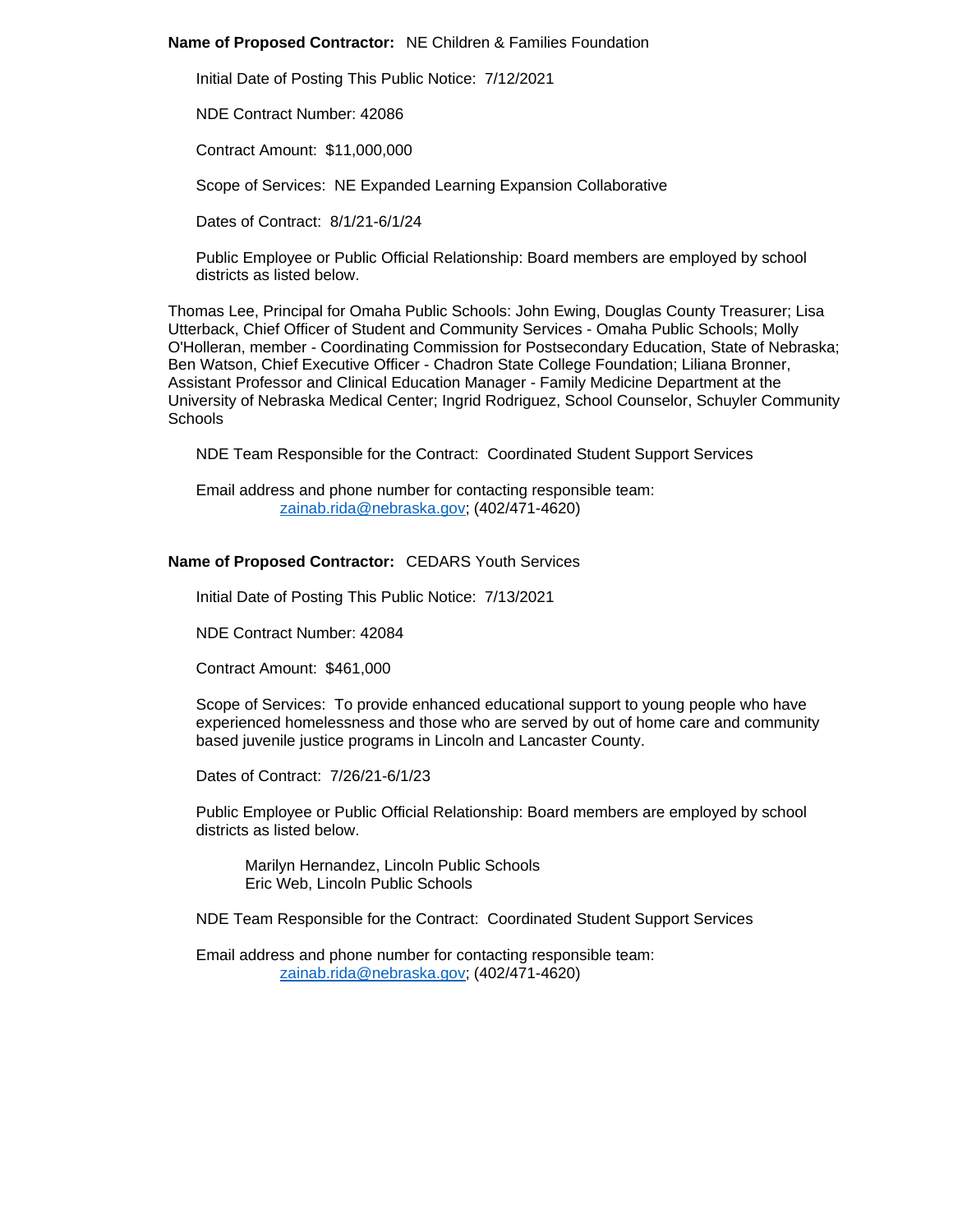**Name of Proposed Contractor:** NE Children & Families Foundation

Initial Date of Posting This Public Notice: 7/12/2021

NDE Contract Number: 42086

Contract Amount: $11,000,000

Scope of Services: NE Expanded Learning Expansion Collaborative

Dates of Contract: 8/1/21-6/1/24

Public Employee or Public Official Relationship: Board members are employed by school districts as listed below.

Thomas Lee, Principal for Omaha Public Schools: John Ewing, Douglas County Treasurer; Lisa Utterback, Chief Officer of Student and Community Services - Omaha Public Schools; Molly O'Holleran, member - Coordinating Commission for Postsecondary Education, State of Nebraska; Ben Watson, Chief Executive Officer - Chadron State College Foundation; Liliana Bronner, Assistant Professor and Clinical Education Manager - Family Medicine Department at the University of Nebraska Medical Center; Ingrid Rodriguez, School Counselor, Schuyler Community Schools

NDE Team Responsible for the Contract: Coordinated Student Support Services

Email address and phone number for contacting responsible team:
zainab.rida@nebraska.gov; (402/471-4620)

**Name of Proposed Contractor:** CEDARS Youth Services

Initial Date of Posting This Public Notice: 7/13/2021

NDE Contract Number: 42084

Contract Amount: $461,000

Scope of Services: To provide enhanced educational support to young people who have experienced homelessness and those who are served by out of home care and community based juvenile justice programs in Lincoln and Lancaster County.

Dates of Contract: 7/26/21-6/1/23

Public Employee or Public Official Relationship: Board members are employed by school districts as listed below.

Marilyn Hernandez, Lincoln Public Schools
Eric Web, Lincoln Public Schools

NDE Team Responsible for the Contract: Coordinated Student Support Services

Email address and phone number for contacting responsible team:
zainab.rida@nebraska.gov; (402/471-4620)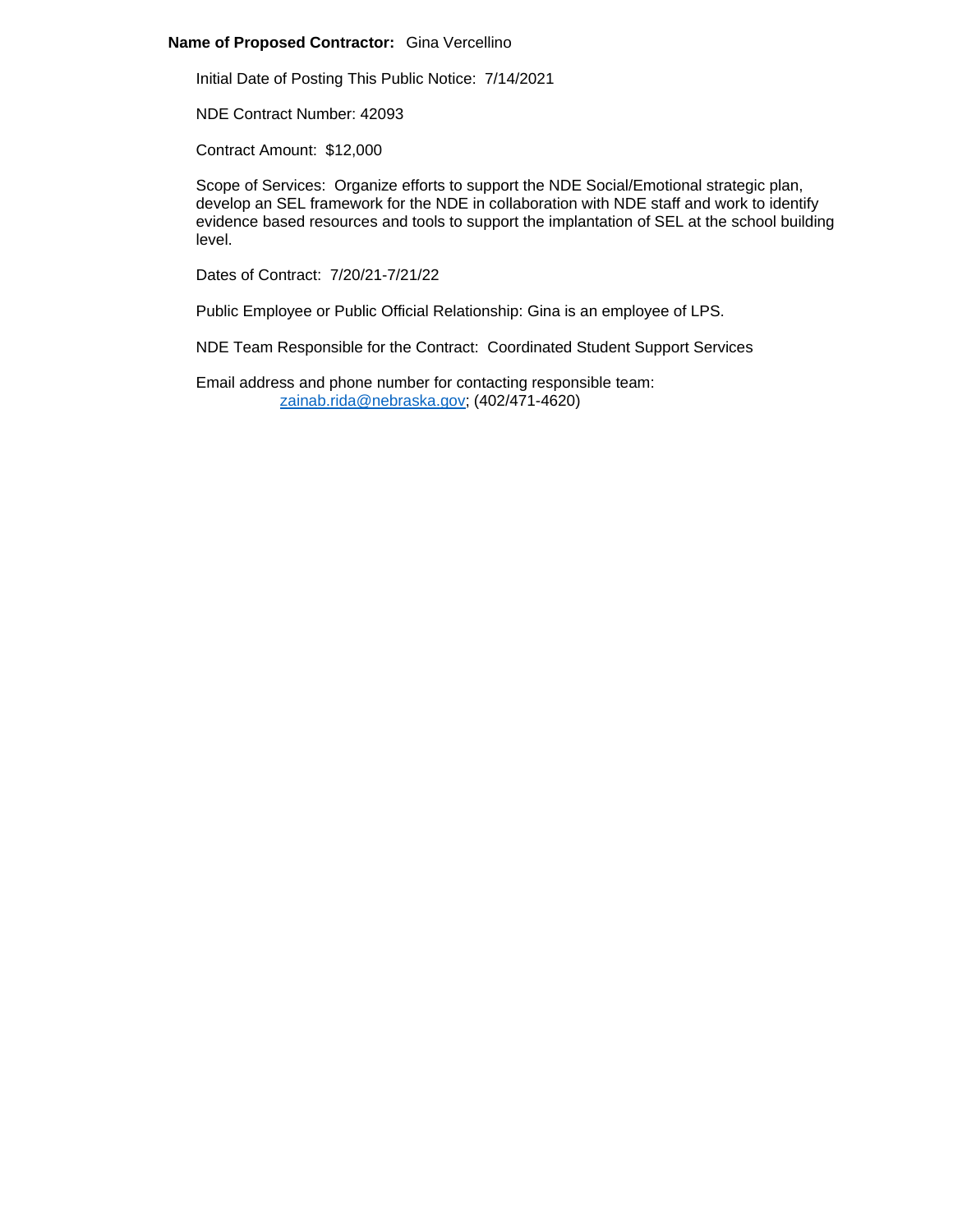**Name of Proposed Contractor:** Gina Vercellino

Initial Date of Posting This Public Notice: 7/14/2021

NDE Contract Number: 42093

Contract Amount: $12,000

Scope of Services: Organize efforts to support the NDE Social/Emotional strategic plan, develop an SEL framework for the NDE in collaboration with NDE staff and work to identify evidence based resources and tools to support the implantation of SEL at the school building level.

Dates of Contract: 7/20/21-7/21/22

Public Employee or Public Official Relationship: Gina is an employee of LPS.

NDE Team Responsible for the Contract: Coordinated Student Support Services

Email address and phone number for contacting responsible team:
zainab.rida@nebraska.gov; (402/471-4620)